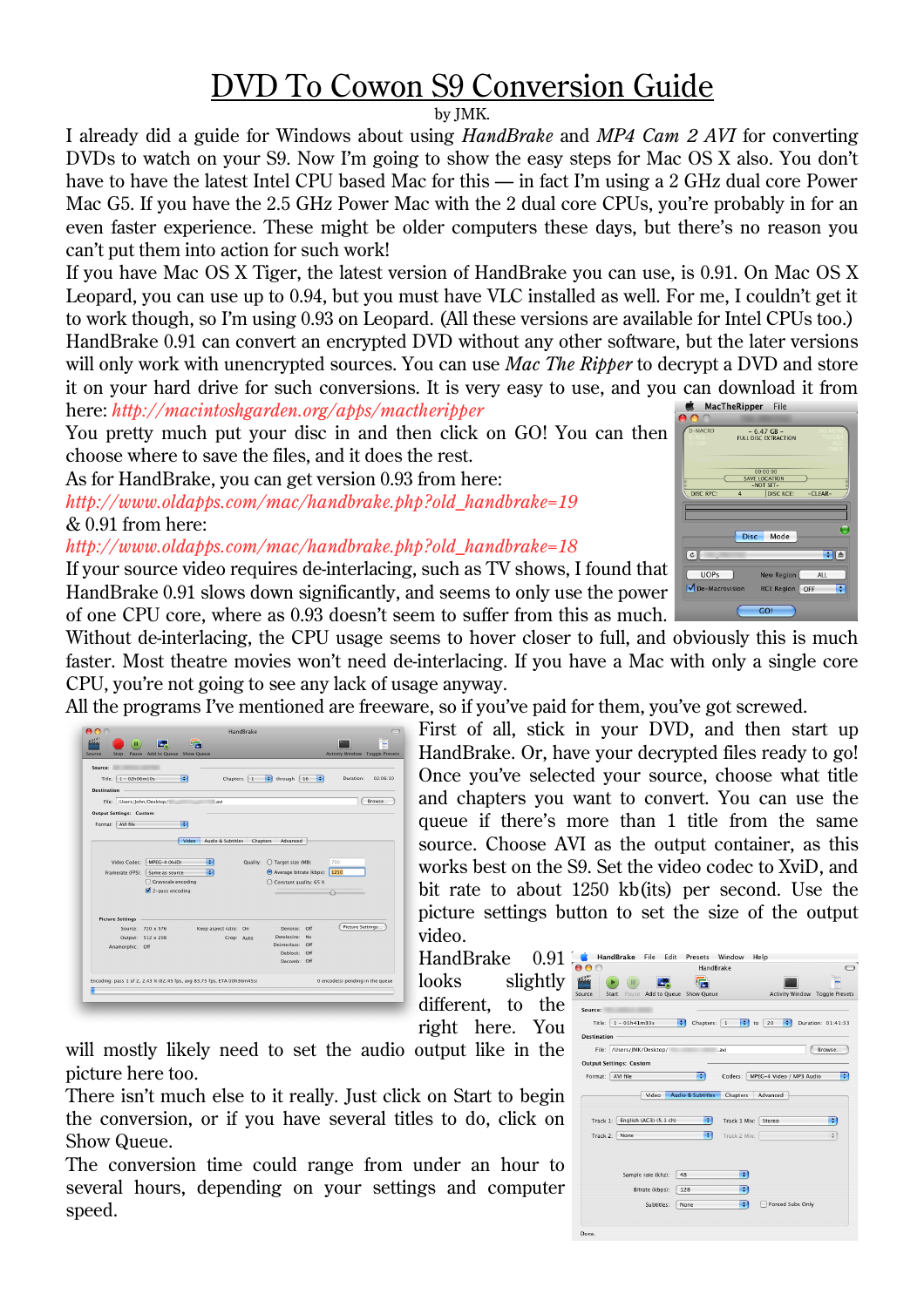# DVD To Cowon S9 Conversion Guide

by JMK.

I already did a guide for Windows about using *HandBrake* and *MP4 Cam 2 AVI* for converting DVDs to watch on your S9. Now I'm going to show the easy steps for Mac OS X also. You don't have to have the latest Intel CPU based Mac for this — in fact I'm using a 2 GHz dual core Power Mac G5. If you have the 2.5 GHz Power Mac with the 2 dual core CPUs, you're probably in for an even faster experience. These might be older computers these days, but there's no reason you can't put them into action for such work!

If you have Mac OS X Tiger, the latest version of HandBrake you can use, is 0.91. On Mac OS X Leopard, you can use up to 0.94, but you must have VLC installed as well. For me, I couldn't get it to work though, so I'm using 0.93 on Leopard. (All these versions are available for Intel CPUs too.)

HandBrake 0.91 can convert an encrypted DVD without any other software, but the later versions will only work with unencrypted sources. You can use *Mac The Ripper* to decrypt a DVD and store it on your hard drive for such conversions. It is very easy to use, and you can download it from here: *http://macintoshgarden.org/apps/mactheripper*

You pretty much put your disc in and then click on GO! You can then choose where to save the files, and it does the rest.

As for HandBrake, you can get version 0.93 from here:
*http://www.oldapps.com/mac/handbrake.php?old_handbrake=19*
& 0.91 from here:
*http://www.oldapps.com/mac/handbrake.php?old_handbrake=18*

If your source video requires de-interlacing, such as TV shows, I found that HandBrake 0.91 slows down significantly, and seems to only use the power of one CPU core, where as 0.93 doesn't seem to suffer from this as much. Without de-interlacing, the CPU usage seems to hover closer to full, and obviously this is much faster. Most theatre movies won't need de-interlacing. If you have a Mac with only a single core CPU, you're not going to see any lack of usage anyway.

All the programs I've mentioned are freeware, so if you've paid for them, you've got screwed.

First of all, stick in your DVD, and then start up HandBrake. Or, have your decrypted files ready to go! Once you've selected your source, choose what title and chapters you want to convert. You can use the queue if there's more than 1 title from the same source. Choose AVI as the output container, as this works best on the S9. Set the video codec to XviD, and bit rate to about 1250 kb(its) per second. Use the picture settings button to set the size of the output video.

HandBrake 0.91 looks slightly different, to the right here. You will mostly likely need to set the audio output like in the picture here too.

There isn't much else to it really. Just click on Start to begin the conversion, or if you have several titles to do, click on Show Queue.

The conversion time could range from under an hour to several hours, depending on your settings and computer speed.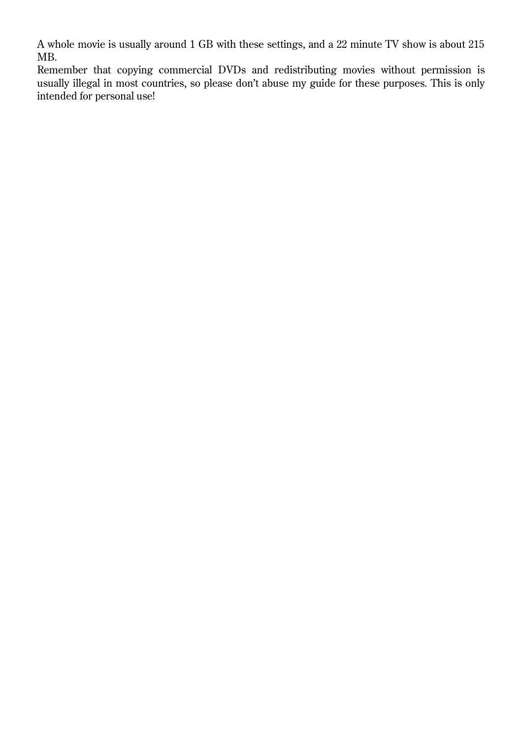A whole movie is usually around 1 GB with these settings, and a 22 minute TV show is about 215 MB.

Remember that copying commercial DVDs and redistributing movies without permission is usually illegal in most countries, so please don't abuse my guide for these purposes. This is only intended for personal use!